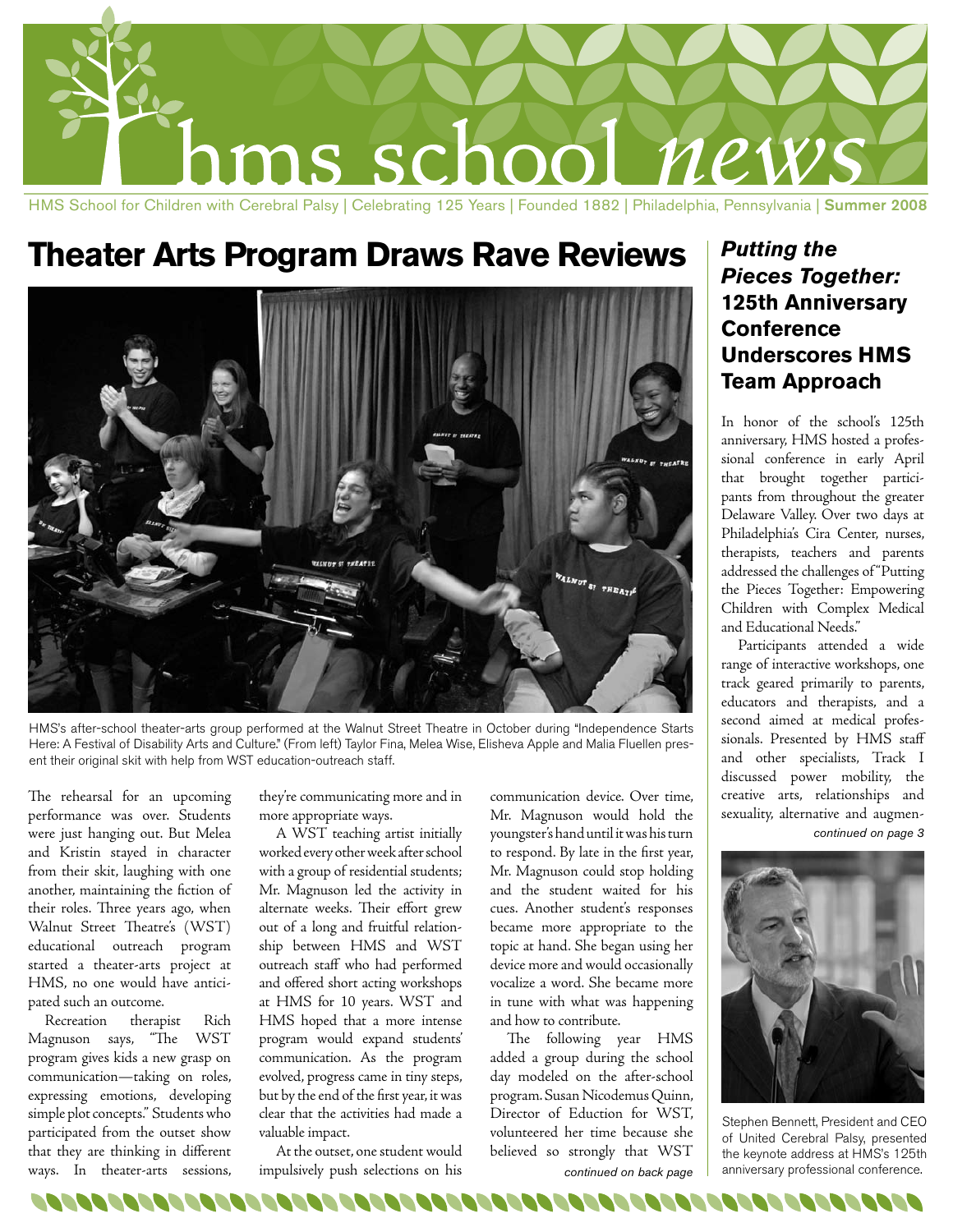# hms school *news*

HMS School for Children with Cerebral Palsy | Celebrating 125 Years | Founded 1882 | Philadelphia, Pennsylvania | **Summer 2008**

## Theater Arts Program Draws Rave Reviews

HMS's after-school theater-arts group performed at the Walnut Street Theatre in October during "Independence Starts Here: A Festival of Disability Arts and Culture." (From left) Taylor Fina, Melea Wise, Elisheva Apple and Malia Fluellen present their original skit with help from WST education-outreach staff.

The rehearsal for an upcoming performance was over. Students were just hanging out. But Melea and Kristin stayed in character from their skit, laughing with one another, maintaining the fiction of their roles. Three years ago, when Walnut Street Theatre's (WST) educational outreach program started a theater-arts project at HMS, no one would have anticipated such an outcome.

Recreation therapist Rich Magnuson says, "The WST program gives kids a new grasp on communication—taking on roles, expressing emotions, developing simple plot concepts." Students who participated from the outset show that they are thinking in different ways. In theater-arts sessions, they're communicating more and in more appropriate ways.

A WST teaching artist initially worked every other week after school with a group of residential students; Mr. Magnuson led the activity in alternate weeks. Their effort grew out of a long and fruitful relationship between HMS and WST outreach staff who had performed and offered short acting workshops at HMS for 10 years. WST and HMS hoped that a more intense program would expand students' communication. As the program evolved, progress came in tiny steps, but by the end of the first year, it was clear that the activities had made a valuable impact.

At the outset, one student would impulsively push selections on his communication device. Over time, Mr. Magnuson would hold the youngster's hand until it was his turn to respond. By late in the first year, Mr. Magnuson could stop holding and the student waited for his cues. Another student's responses became more appropriate to the topic at hand. She began using her device more and would occasionally vocalize a word. She became more in tune with what was happening and how to contribute.

The following year HMS added a group during the school day modeled on the after-school program. Susan Nicodemus Quinn, Director of Eduction for WST, volunteered her time because she believed so strongly that WST

*continued on back page*

## *Putting the Pieces Together:* 125th Anniversary Conference Underscores HMS Team Approach

In honor of the school's 125th anniversary, HMS hosted a professional conference in early April that brought together participants from throughout the greater Delaware Valley. Over two days at Philadelphia's Cira Center, nurses, therapists, teachers and parents addressed the challenges of "Putting the Pieces Together: Empowering Children with Complex Medical and Educational Needs."

Participants attended a wide range of interactive workshops, one track geared primarily to parents, educators and therapists, and a second aimed at medical professionals. Presented by HMS staff and other specialists, Track I discussed power mobility, the creative arts, relationships and sexuality, alternative and augmen-

*continued on page 3*

Stephen Bennett, President and CEO of United Cerebral Palsy, presented the keynote address at HMS's 125th anniversary professional conference.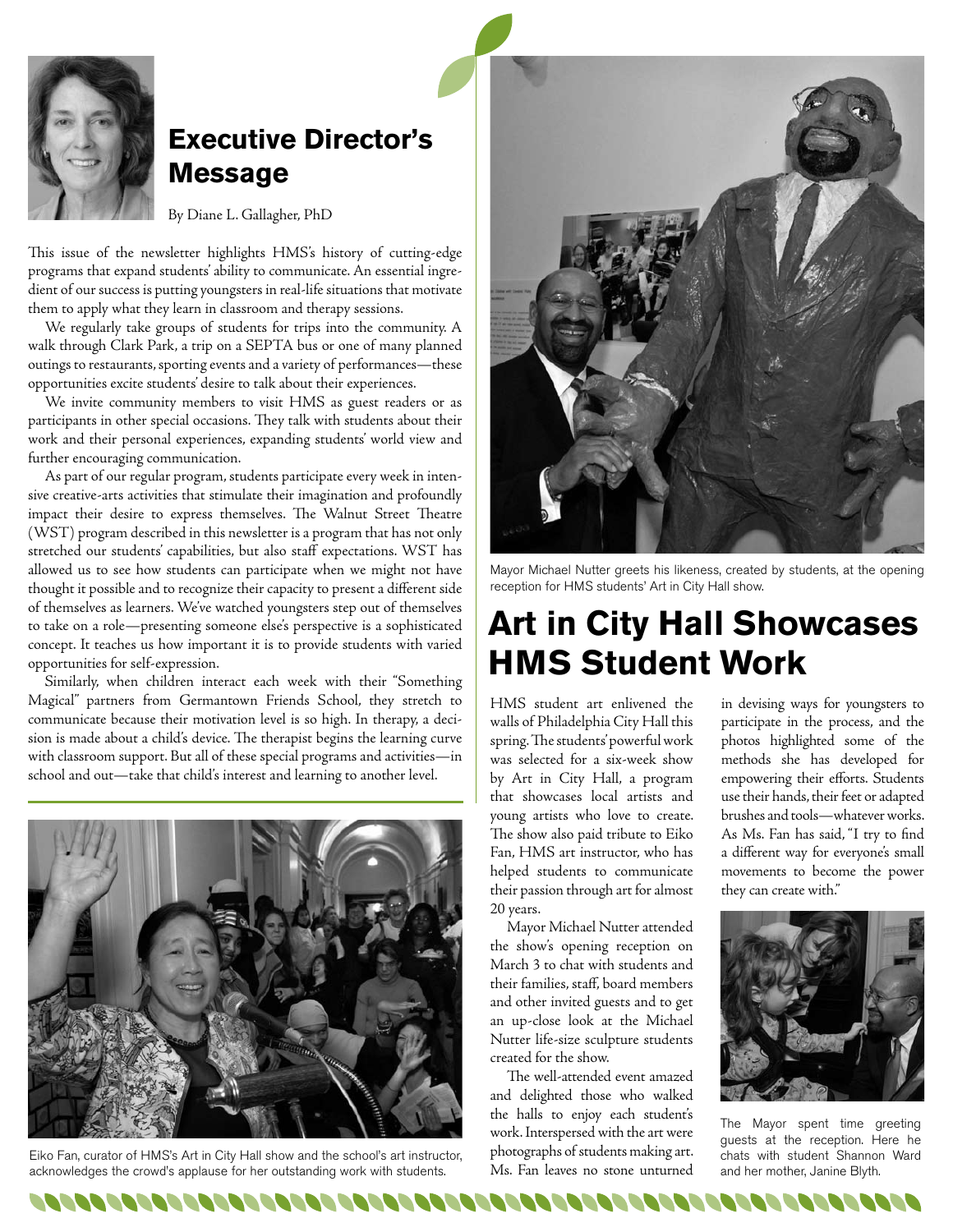## Executive Director's Message

By Diane L. Gallagher, PhD

This issue of the newsletter highlights HMS's history of cutting-edge programs that expand students' ability to communicate. An essential ingredient of our success is putting youngsters in real-life situations that motivate them to apply what they learn in classroom and therapy sessions.

We regularly take groups of students for trips into the community. A walk through Clark Park, a trip on a SEPTA bus or one of many planned outings to restaurants, sporting events and a variety of performances—these opportunities excite students' desire to talk about their experiences.

We invite community members to visit HMS as guest readers or as participants in other special occasions. They talk with students about their work and their personal experiences, expanding students' world view and further encouraging communication.

As part of our regular program, students participate every week in intensive creative-arts activities that stimulate their imagination and profoundly impact their desire to express themselves. The Walnut Street Theatre (WST) program described in this newsletter is a program that has not only stretched our students' capabilities, but also staff expectations. WST has allowed us to see how students can participate when we might not have thought it possible and to recognize their capacity to present a different side of themselves as learners. We've watched youngsters step out of themselves to take on a role—presenting someone else's perspective is a sophisticated concept. It teaches us how important it is to provide students with varied opportunities for self-expression.

Similarly, when children interact each week with their "Something Magical" partners from Germantown Friends School, they stretch to communicate because their motivation level is so high. In therapy, a decision is made about a child's device. The therapist begins the learning curve with classroom support. But all of these special programs and activities—in school and out—take that child's interest and learning to another level.

Eiko Fan, curator of HMS's Art in City Hall show and the school's art instructor, acknowledges the crowd's applause for her outstanding work with students.

Mayor Michael Nutter greets his likeness, created by students, at the opening reception for HMS students' Art in City Hall show.

# Art in City Hall Showcases HMS Student Work

HMS student art enlivened the walls of Philadelphia City Hall this spring. The students' powerful work was selected for a six-week show by Art in City Hall, a program that showcases local artists and young artists who love to create. The show also paid tribute to Eiko Fan, HMS art instructor, who has helped students to communicate their passion through art for almost 20 years.

Mayor Michael Nutter attended the show's opening reception on March 3 to chat with students and their families, staff, board members and other invited guests and to get an up-close look at the Michael Nutter life-size sculpture students created for the show.

The well-attended event amazed and delighted those who walked the halls to enjoy each student's work. Interspersed with the art were photographs of students making art. Ms. Fan leaves no stone unturned in devising ways for youngsters to participate in the process, and the photos highlighted some of the methods she has developed for empowering their efforts. Students use their hands, their feet or adapted brushes and tools—whatever works. As Ms. Fan has said, "I try to find a different way for everyone's small movements to become the power they can create with."

The Mayor spent time greeting guests at the reception. Here he chats with student Shannon Ward and her mother, Janine Blyth.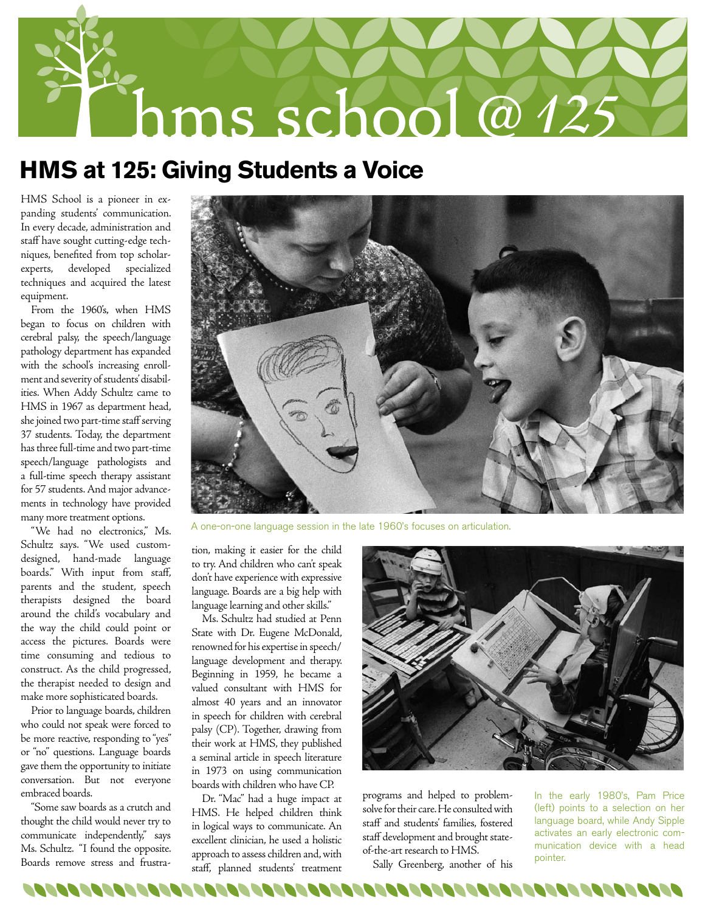# hms school @ 125

## HMS at 125: Giving Students a Voice

HMS School is a pioneer in expanding students' communication. In every decade, administration and staff have sought cutting-edge techniques, benefited from top scholar-experts, developed specialized techniques and acquired the latest equipment.

From the 1960's, when HMS began to focus on children with cerebral palsy, the speech/language pathology department has expanded with the school's increasing enrollment and severity of students' disabilities. When Addy Schultz came to HMS in 1967 as department head, she joined two part-time staff serving 37 students. Today, the department has three full-time and two part-time speech/language pathologists and a full-time speech therapy assistant for 57 students. And major advancements in technology have provided many more treatment options.

"We had no electronics," Ms. Schultz says. "We used custom-designed, hand-made language boards." With input from staff, parents and the student, speech therapists designed the board around the child's vocabulary and the way the child could point or access the pictures. Boards were time consuming and tedious to construct. As the child progressed, the therapist needed to design and make more sophisticated boards.

Prior to language boards, children who could not speak were forced to be more reactive, responding to "yes" or "no" questions. Language boards gave them the opportunity to initiate conversation. But not everyone embraced boards.

"Some saw boards as a crutch and thought the child would never try to communicate independently," says Ms. Schultz. "I found the opposite. Boards remove stress and frustration, making it easier for the child to try. And children who can't speak don't have experience with expressive language. Boards are a big help with language learning and other skills."

A one-on-one language session in the late 1960's focuses on articulation.

Ms. Schultz had studied at Penn State with Dr. Eugene McDonald, renowned for his expertise in speech/language development and therapy. Beginning in 1959, he became a valued consultant with HMS for almost 40 years and an innovator in speech for children with cerebral palsy (CP). Together, drawing from their work at HMS, they published a seminal article in speech literature in 1973 on using communication boards with children who have CP.

Dr. "Mac" had a huge impact at HMS. He helped children think in logical ways to communicate. An excellent clinician, he used a holistic approach to assess children and, with staff, planned students' treatment programs and helped to problem-solve for their care. He consulted with staff and students' families, fostered staff development and brought state-of-the-art research to HMS.

Sally Greenberg, another of his

In the early 1980's, Pam Price (left) points to a selection on her language board, while Andy Sipple activates an early electronic communication device with a head pointer.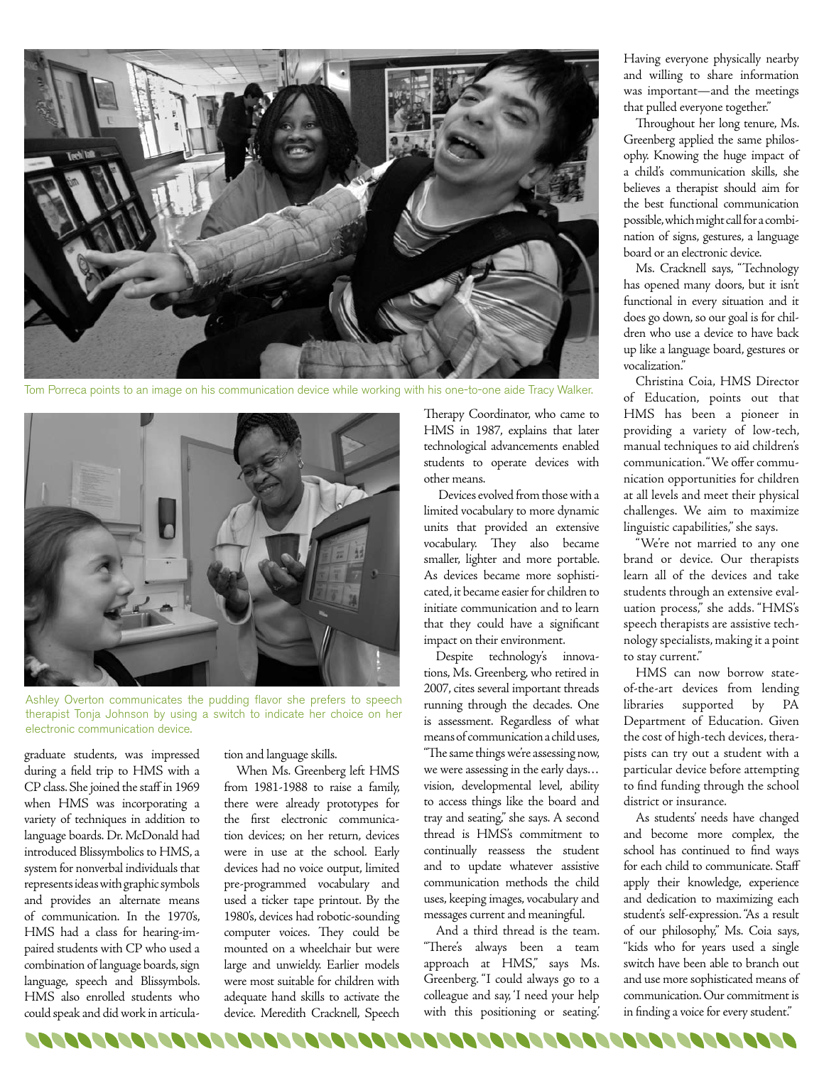Tom Porreca points to an image on his communication device while working with his one-to-one aide Tracy Walker.

Ashley Overton communicates the pudding flavor she prefers to speech therapist Tonja Johnson by using a switch to indicate her choice on her electronic communication device.

graduate students, was impressed during a field trip to HMS with a CP class. She joined the staff in 1969 when HMS was incorporating a variety of techniques in addition to language boards. Dr. McDonald had introduced Blissymbolics to HMS, a system for nonverbal individuals that represents ideas with graphic symbols and provides an alternate means of communication. In the 1970's, HMS had a class for hearing-impaired students with CP who used a combination of language boards, sign language, speech and Blissymbols. HMS also enrolled students who could speak and did work in articulation and language skills.

When Ms. Greenberg left HMS from 1981-1988 to raise a family, there were already prototypes for the first electronic communication devices; on her return, devices were in use at the school. Early devices had no voice output, limited pre-programmed vocabulary and used a ticker tape printout. By the 1980's, devices had robotic-sounding computer voices. They could be mounted on a wheelchair but were large and unwieldy. Earlier models were most suitable for children with adequate hand skills to activate the device. Meredith Cracknell, Speech Therapy Coordinator, who came to HMS in 1987, explains that later technological advancements enabled students to operate devices with other means.

Devices evolved from those with a limited vocabulary to more dynamic units that provided an extensive vocabulary. They also became smaller, lighter and more portable. As devices became more sophisticated, it became easier for children to initiate communication and to learn that they could have a significant impact on their environment.

Despite technology's innovations, Ms. Greenberg, who retired in 2007, cites several important threads running through the decades. One is assessment. Regardless of what means of communication a child uses, "The same things we're assessing now, we were assessing in the early days… vision, developmental level, ability to access things like the board and tray and seating," she says. A second thread is HMS's commitment to continually reassess the student and to update whatever assistive communication methods the child uses, keeping images, vocabulary and messages current and meaningful.

And a third thread is the team. "There's always been a team approach at HMS," says Ms. Greenberg. "I could always go to a colleague and say, 'I need your help with this positioning or seating.' Having everyone physically nearby and willing to share information was important—and the meetings that pulled everyone together."

Throughout her long tenure, Ms. Greenberg applied the same philosophy. Knowing the huge impact of a child's communication skills, she believes a therapist should aim for the best functional communication possible, which might call for a combination of signs, gestures, a language board or an electronic device.

Ms. Cracknell says, "Technology has opened many doors, but it isn't functional in every situation and it does go down, so our goal is for children who use a device to have back up like a language board, gestures or vocalization."

Christina Coia, HMS Director of Education, points out that HMS has been a pioneer in providing a variety of low-tech, manual techniques to aid children's communication. "We offer communication opportunities for children at all levels and meet their physical challenges. We aim to maximize linguistic capabilities," she says.

"We're not married to any one brand or device. Our therapists learn all of the devices and take students through an extensive evaluation process," she adds. "HMS's speech therapists are assistive technology specialists, making it a point to stay current."

HMS can now borrow state-of-the-art devices from lending libraries supported by PA Department of Education. Given the cost of high-tech devices, therapists can try out a student with a particular device before attempting to find funding through the school district or insurance.

As students' needs have changed and become more complex, the school has continued to find ways for each child to communicate. Staff apply their knowledge, experience and dedication to maximizing each student's self-expression. "As a result of our philosophy," Ms. Coia says, "kids who for years used a single switch have been able to branch out and use more sophisticated means of communication. Our commitment is in finding a voice for every student."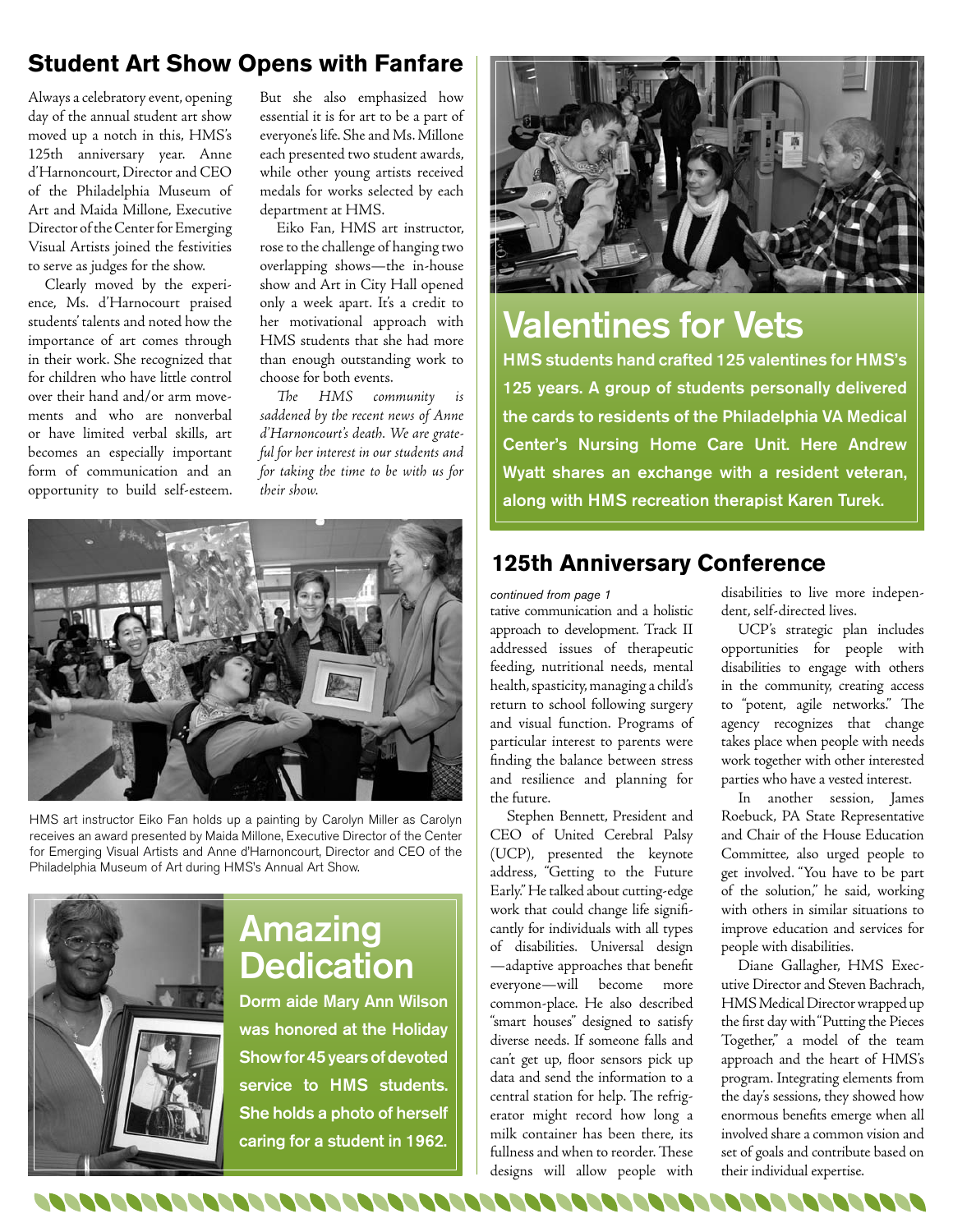## Student Art Show Opens with Fanfare

Always a celebratory event, opening day of the annual student art show moved up a notch in this, HMS's 125th anniversary year. Anne d'Harnoncourt, Director and CEO of the Philadelphia Museum of Art and Maida Millone, Executive Director of the Center for Emerging Visual Artists joined the festivities to serve as judges for the show.

Clearly moved by the experience, Ms. d'Harnocourt praised students' talents and noted how the importance of art comes through in their work. She recognized that for children who have little control over their hand and/or arm movements and who are nonverbal or have limited verbal skills, art becomes an especially important form of communication and an opportunity to build self-esteem. But she also emphasized how essential it is for art to be a part of everyone's life. She and Ms. Millone each presented two student awards, while other young artists received medals for works selected by each department at HMS.

Eiko Fan, HMS art instructor, rose to the challenge of hanging two overlapping shows—the in-house show and Art in City Hall opened only a week apart. It's a credit to her motivational approach with HMS students that she had more than enough outstanding work to choose for both events.

*The HMS community is saddened by the recent news of Anne d'Harnoncourt's death. We are grateful for her interest in our students and for taking the time to be with us for their show.*

HMS art instructor Eiko Fan holds up a painting by Carolyn Miller as Carolyn receives an award presented by Maida Millone, Executive Director of the Center for Emerging Visual Artists and Anne d'Harnoncourt, Director and CEO of the Philadelphia Museum of Art during HMS's Annual Art Show.

## Amazing Dedication

**Dorm aide Mary Ann Wilson was honored at the Holiday Show for 45 years of devoted service to HMS students. She holds a photo of herself caring for a student in 1962.**

## Valentines for Vets

**HMS students hand crafted 125 valentines for HMS's 125 years. A group of students personally delivered the cards to residents of the Philadelphia VA Medical Center's Nursing Home Care Unit. Here Andrew Wyatt shares an exchange with a resident veteran, along with HMS recreation therapist Karen Turek.**

## 125th Anniversary Conference

*continued from page 1*

tative communication and a holistic approach to development. Track II addressed issues of therapeutic feeding, nutritional needs, mental health, spasticity, managing a child's return to school following surgery and visual function. Programs of particular interest to parents were finding the balance between stress and resilience and planning for the future.

Stephen Bennett, President and CEO of United Cerebral Palsy (UCP), presented the keynote address, "Getting to the Future Early." He talked about cutting-edge work that could change life significantly for individuals with all types of disabilities. Universal design—adaptive approaches that benefit everyone—will become more common-place. He also described "smart houses" designed to satisfy diverse needs. If someone falls and can't get up, floor sensors pick up data and send the information to a central station for help. The refrigerator might record how long a milk container has been there, its fullness and when to reorder. These designs will allow people with disabilities to live more independent, self-directed lives.

UCP's strategic plan includes opportunities for people with disabilities to engage with others in the community, creating access to "potent, agile networks." The agency recognizes that change takes place when people with needs work together with other interested parties who have a vested interest.

In another session, James Roebuck, PA State Representative and Chair of the House Education Committee, also urged people to get involved. "You have to be part of the solution," he said, working with others in similar situations to improve education and services for people with disabilities.

Diane Gallagher, HMS Executive Director and Steven Bachrach, HMS Medical Director wrapped up the first day with "Putting the Pieces Together," a model of the team approach and the heart of HMS's program. Integrating elements from the day's sessions, they showed how enormous benefits emerge when all involved share a common vision and set of goals and contribute based on their individual expertise.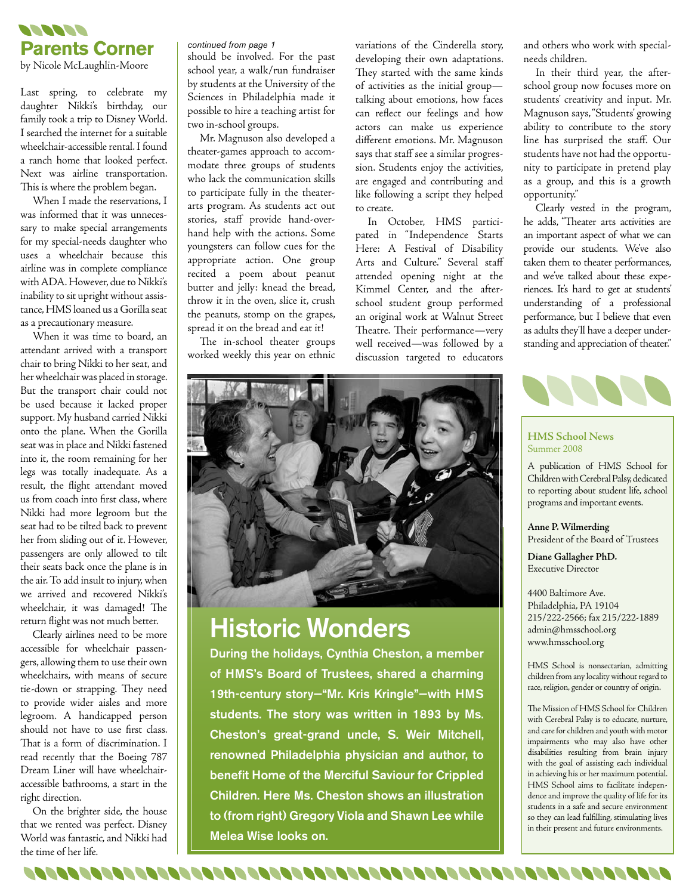## Parents Corner

by Nicole McLaughlin-Moore

Last spring, to celebrate my daughter Nikki's birthday, our family took a trip to Disney World. I searched the internet for a suitable wheelchair-accessible rental. I found a ranch home that looked perfect. Next was airline transportation. This is where the problem began.

When I made the reservations, I was informed that it was unnecessary to make special arrangements for my special-needs daughter who uses a wheelchair because this airline was in complete compliance with ADA. However, due to Nikki's inability to sit upright without assistance, HMS loaned us a Gorilla seat as a precautionary measure.

When it was time to board, an attendant arrived with a transport chair to bring Nikki to her seat, and her wheelchair was placed in storage. But the transport chair could not be used because it lacked proper support. My husband carried Nikki onto the plane. When the Gorilla seat was in place and Nikki fastened into it, the room remaining for her legs was totally inadequate. As a result, the flight attendant moved us from coach into first class, where Nikki had more legroom but the seat had to be tilted back to prevent her from sliding out of it. However, passengers are only allowed to tilt their seats back once the plane is in the air. To add insult to injury, when we arrived and recovered Nikki's wheelchair, it was damaged! The return flight was not much better.

Clearly airlines need to be more accessible for wheelchair passengers, allowing them to use their own wheelchairs, with means of secure tie-down or strapping. They need to provide wider aisles and more legroom. A handicapped person should not have to use first class. That is a form of discrimination. I read recently that the Boeing 787 Dream Liner will have wheelchair-accessible bathrooms, a start in the right direction.

On the brighter side, the house that we rented was perfect. Disney World was fantastic, and Nikki had the time of her life.

*continued from page 1*

should be involved. For the past school year, a walk/run fundraiser by students at the University of the Sciences in Philadelphia made it possible to hire a teaching artist for two in-school groups.

Mr. Magnuson also developed a theater-games approach to accommodate three groups of students who lack the communication skills to participate fully in the theater-arts program. As students act out stories, staff provide hand-over-hand help with the actions. Some youngsters can follow cues for the appropriate action. One group recited a poem about peanut butter and jelly: knead the bread, throw it in the oven, slice it, crush the peanuts, stomp on the grapes, spread it on the bread and eat it!

The in-school theater groups worked weekly this year on ethnic variations of the Cinderella story, developing their own adaptations. They started with the same kinds of activities as the initial group—talking about emotions, how faces can reflect our feelings and how actors can make us experience different emotions. Mr. Magnuson says that staff see a similar progression. Students enjoy the activities, are engaged and contributing and like following a script they helped to create.

In October, HMS participated in "Independence Starts Here: A Festival of Disability Arts and Culture." Several staff attended opening night at the Kimmel Center, and the after-school student group performed an original work at Walnut Street Theatre. Their performance—very well received—was followed by a discussion targeted to educators and others who work with special-needs children.

In their third year, the after-school group now focuses more on students' creativity and input. Mr. Magnuson says, "Students' growing ability to contribute to the story line has surprised the staff. Our students have not had the opportunity to participate in pretend play as a group, and this is a growth opportunity."

Clearly vested in the program, he adds, "Theater arts activities are an important aspect of what we can provide our students. We've also taken them to theater performances, and we've talked about these experiences. It's hard to get at students' understanding of a professional performance, but I believe that even as adults they'll have a deeper understanding and appreciation of theater."

## Historic Wonders

During the holidays, Cynthia Cheston, a member of HMS's Board of Trustees, shared a charming 19th-century story—"Mr. Kris Kringle"—with HMS students. The story was written in 1893 by Ms. Cheston's great-grand uncle, S. Weir Mitchell, renowned Philadelphia physician and author, to benefit Home of the Merciful Saviour for Crippled Children. Here Ms. Cheston shows an illustration to (from right) Gregory Viola and Shawn Lee while Melea Wise looks on.

**HMS School News**
Summer 2008

A publication of HMS School for Children with Cerebral Palsy, dedicated to reporting about student life, school programs and important events.

**Anne P. Wilmerding**
President of the Board of Trustees

**Diane Gallagher PhD.**
Executive Director

4400 Baltimore Ave.
Philadelphia, PA 19104
215/222-2566; fax 215/222-1889
admin@hmsschool.org
www.hmsschool.org

HMS School is nonsectarian, admitting children from any locality without regard to race, religion, gender or country of origin.

The Mission of HMS School for Children with Cerebral Palsy is to educate, nurture, and care for children and youth with motor impairments who may also have other disabilities resulting from brain injury with the goal of assisting each individual in achieving his or her maximum potential. HMS School aims to facilitate independence and improve the quality of life for its students in a safe and secure environment so they can lead fulfilling, stimulating lives in their present and future environments.